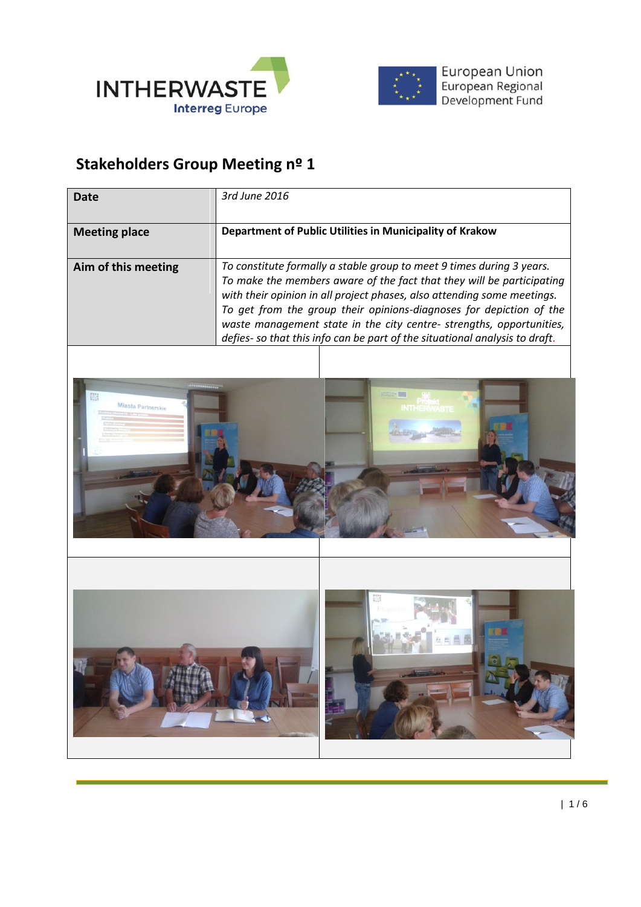## Stakeholders Group Meeting nº 1

| | |
|---|---|
| **Date** | *3rd June 2016* |
| **Meeting place** | **Department of Public Utilities in Municipality of Krakow** |
| **Aim of this meeting** | *To constitute formally a stable group to meet 9 times during 3 years. To make the members aware of the fact that they will be participating with their opinion in all project phases, also attending some meetings. To get from the group their opinions-diagnoses for depiction of the waste management state in the city centre- strengths, opportunities, defies- so that this info can be part of the situational analysis to draft.* |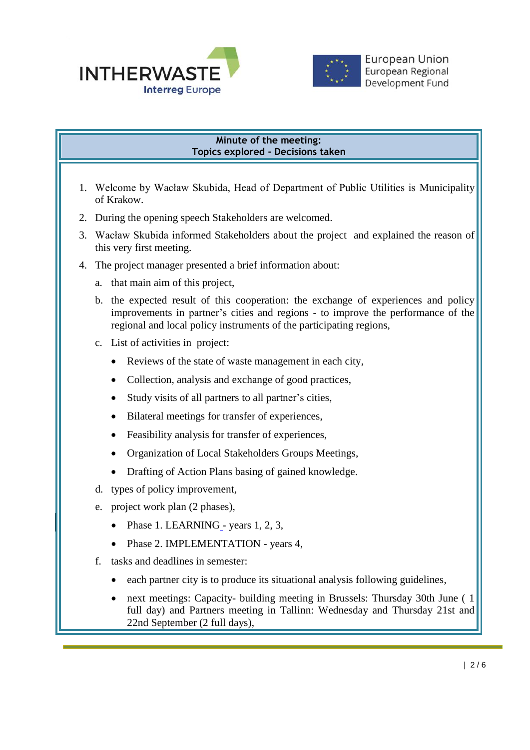**Minute of the meeting:**
**Topics explored - Decisions taken**

1. Welcome by Wacław Skubida, Head of Department of Public Utilities is Municipality of Krakow.
2. During the opening speech Stakeholders are welcomed.
3. Wacław Skubida informed Stakeholders about the project and explained the reason of this very first meeting.
4. The project manager presented a brief information about:
   a. that main aim of this project,
   b. the expected result of this cooperation: the exchange of experiences and policy improvements in partner's cities and regions - to improve the performance of the regional and local policy instruments of the participating regions,
   c. List of activities in project:
      - Reviews of the state of waste management in each city,
      - Collection, analysis and exchange of good practices,
      - Study visits of all partners to all partner's cities,
      - Bilateral meetings for transfer of experiences,
      - Feasibility analysis for transfer of experiences,
      - Organization of Local Stakeholders Groups Meetings,
      - Drafting of Action Plans basing of gained knowledge.
   d. types of policy improvement,
   e. project work plan (2 phases),
      - Phase 1. LEARNING - years 1, 2, 3,
      - Phase 2. IMPLEMENTATION - years 4,
   f. tasks and deadlines in semester:
      - each partner city is to produce its situational analysis following guidelines,
      - next meetings: Capacity- building meeting in Brussels: Thursday 30th June ( 1 full day) and Partners meeting in Tallinn: Wednesday and Thursday 21st and 22nd September (2 full days),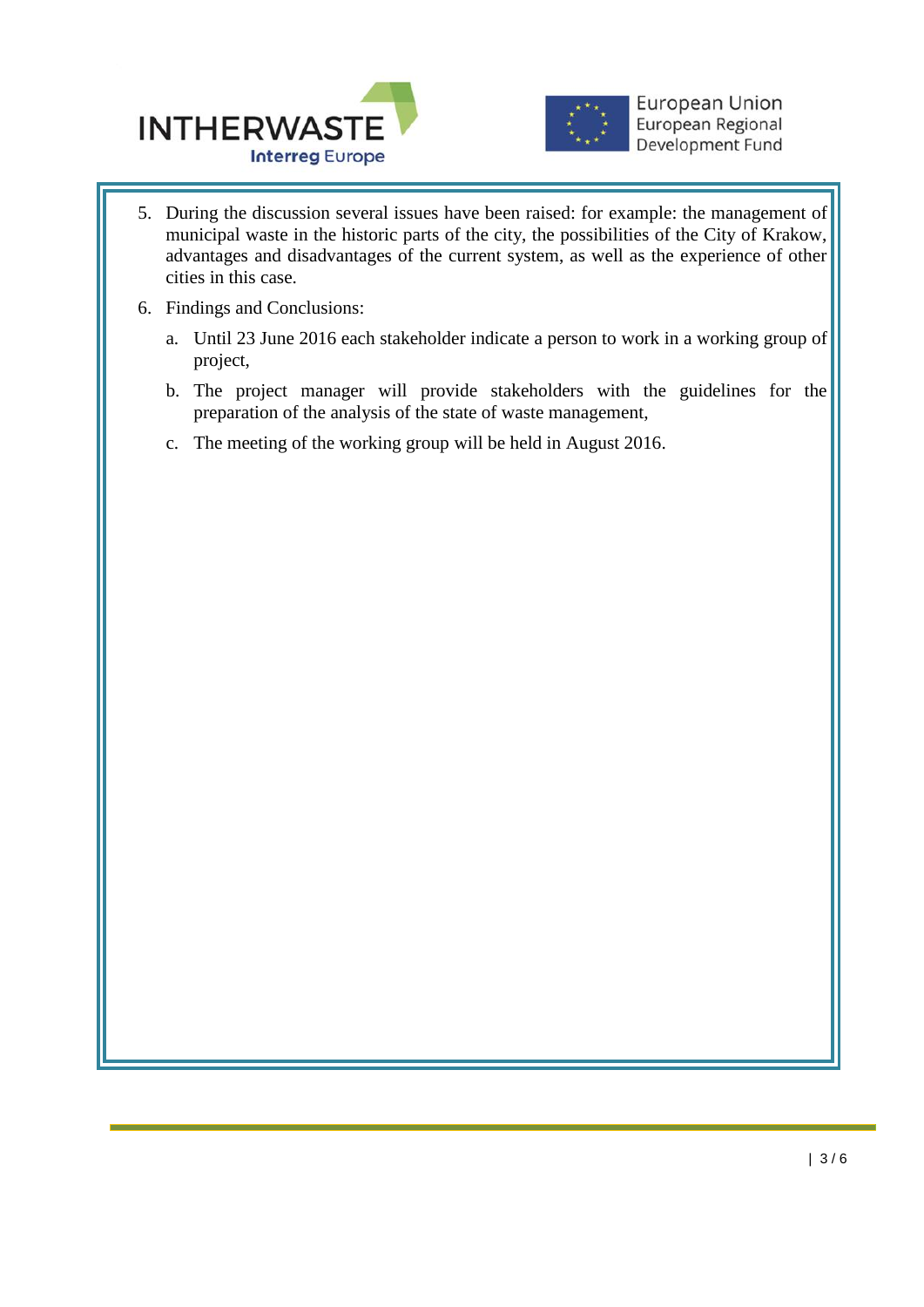5. During the discussion several issues have been raised: for example: the management of municipal waste in the historic parts of the city, the possibilities of the City of Krakow, advantages and disadvantages of the current system, as well as the experience of other cities in this case.

6. Findings and Conclusions:

   a. Until 23 June 2016 each stakeholder indicate a person to work in a working group of project,

   b. The project manager will provide stakeholders with the guidelines for the preparation of the analysis of the state of waste management,

   c. The meeting of the working group will be held in August 2016.